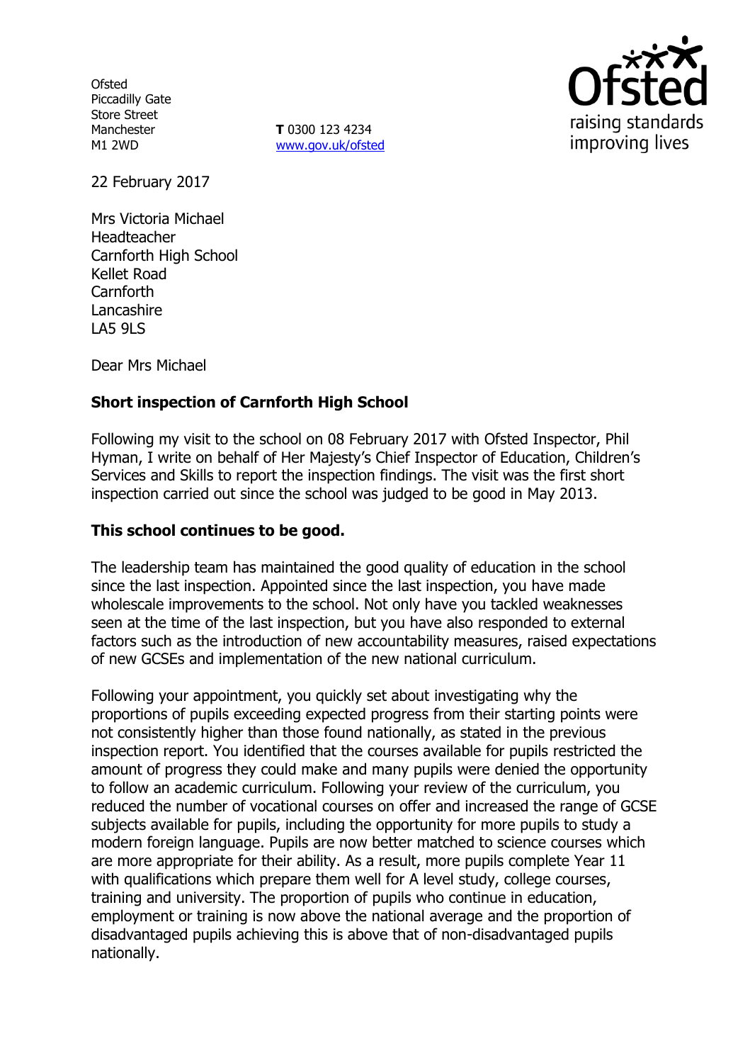Ofsted
Piccadilly Gate
Store Street
Manchester
M1 2WD

**T** 0300 123 4234
www.gov.uk/ofsted

22 February 2017

Mrs Victoria Michael
Headteacher
Carnforth High School
Kellet Road
Carnforth
Lancashire
LA5 9LS

Dear Mrs Michael

**Short inspection of Carnforth High School**

Following my visit to the school on 08 February 2017 with Ofsted Inspector, Phil Hyman, I write on behalf of Her Majesty's Chief Inspector of Education, Children's Services and Skills to report the inspection findings. The visit was the first short inspection carried out since the school was judged to be good in May 2013.

**This school continues to be good.**

The leadership team has maintained the good quality of education in the school since the last inspection. Appointed since the last inspection, you have made wholescale improvements to the school. Not only have you tackled weaknesses seen at the time of the last inspection, but you have also responded to external factors such as the introduction of new accountability measures, raised expectations of new GCSEs and implementation of the new national curriculum.

Following your appointment, you quickly set about investigating why the proportions of pupils exceeding expected progress from their starting points were not consistently higher than those found nationally, as stated in the previous inspection report. You identified that the courses available for pupils restricted the amount of progress they could make and many pupils were denied the opportunity to follow an academic curriculum. Following your review of the curriculum, you reduced the number of vocational courses on offer and increased the range of GCSE subjects available for pupils, including the opportunity for more pupils to study a modern foreign language. Pupils are now better matched to science courses which are more appropriate for their ability. As a result, more pupils complete Year 11 with qualifications which prepare them well for A level study, college courses, training and university. The proportion of pupils who continue in education, employment or training is now above the national average and the proportion of disadvantaged pupils achieving this is above that of non-disadvantaged pupils nationally.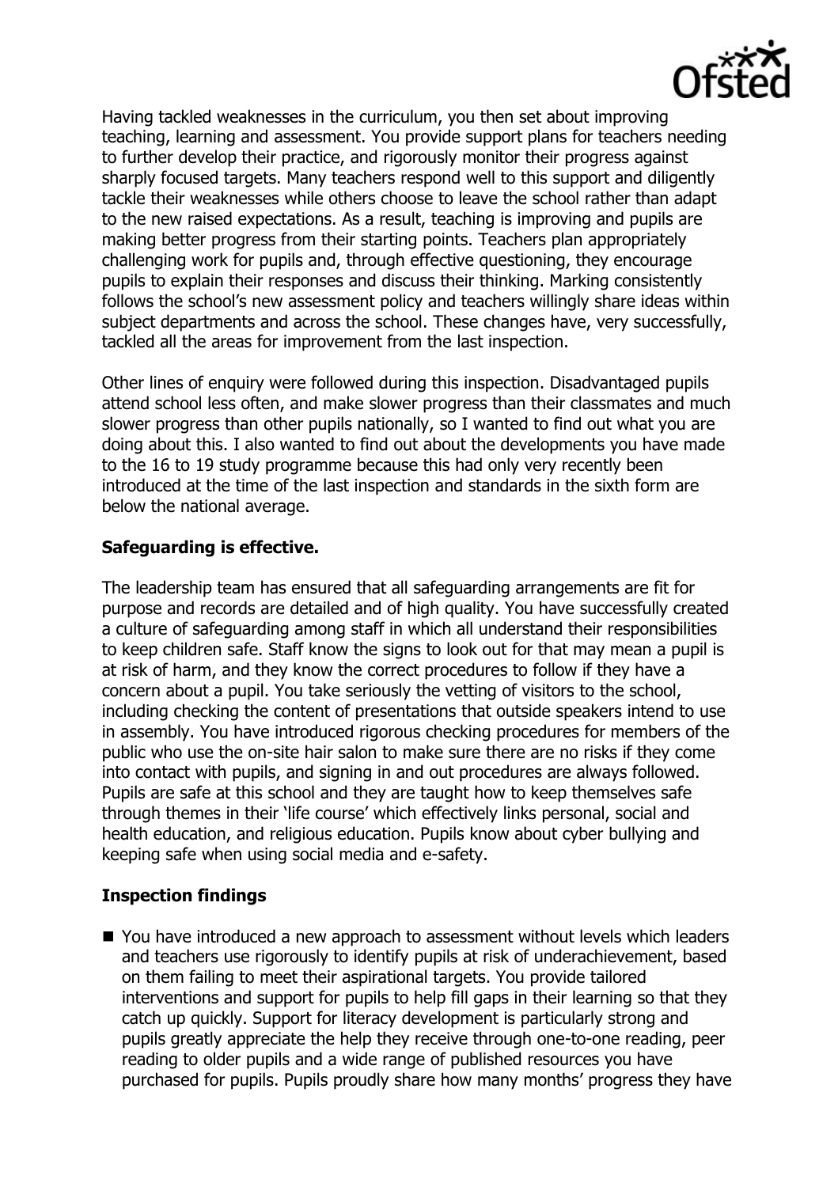Having tackled weaknesses in the curriculum, you then set about improving teaching, learning and assessment. You provide support plans for teachers needing to further develop their practice, and rigorously monitor their progress against sharply focused targets. Many teachers respond well to this support and diligently tackle their weaknesses while others choose to leave the school rather than adapt to the new raised expectations. As a result, teaching is improving and pupils are making better progress from their starting points. Teachers plan appropriately challenging work for pupils and, through effective questioning, they encourage pupils to explain their responses and discuss their thinking. Marking consistently follows the school's new assessment policy and teachers willingly share ideas within subject departments and across the school. These changes have, very successfully, tackled all the areas for improvement from the last inspection.

Other lines of enquiry were followed during this inspection. Disadvantaged pupils attend school less often, and make slower progress than their classmates and much slower progress than other pupils nationally, so I wanted to find out what you are doing about this. I also wanted to find out about the developments you have made to the 16 to 19 study programme because this had only very recently been introduced at the time of the last inspection and standards in the sixth form are below the national average.

**Safeguarding is effective.**

The leadership team has ensured that all safeguarding arrangements are fit for purpose and records are detailed and of high quality. You have successfully created a culture of safeguarding among staff in which all understand their responsibilities to keep children safe. Staff know the signs to look out for that may mean a pupil is at risk of harm, and they know the correct procedures to follow if they have a concern about a pupil. You take seriously the vetting of visitors to the school, including checking the content of presentations that outside speakers intend to use in assembly. You have introduced rigorous checking procedures for members of the public who use the on-site hair salon to make sure there are no risks if they come into contact with pupils, and signing in and out procedures are always followed. Pupils are safe at this school and they are taught how to keep themselves safe through themes in their 'life course' which effectively links personal, social and health education, and religious education. Pupils know about cyber bullying and keeping safe when using social media and e-safety.

**Inspection findings**

- You have introduced a new approach to assessment without levels which leaders and teachers use rigorously to identify pupils at risk of underachievement, based on them failing to meet their aspirational targets. You provide tailored interventions and support for pupils to help fill gaps in their learning so that they catch up quickly. Support for literacy development is particularly strong and pupils greatly appreciate the help they receive through one-to-one reading, peer reading to older pupils and a wide range of published resources you have purchased for pupils. Pupils proudly share how many months' progress they have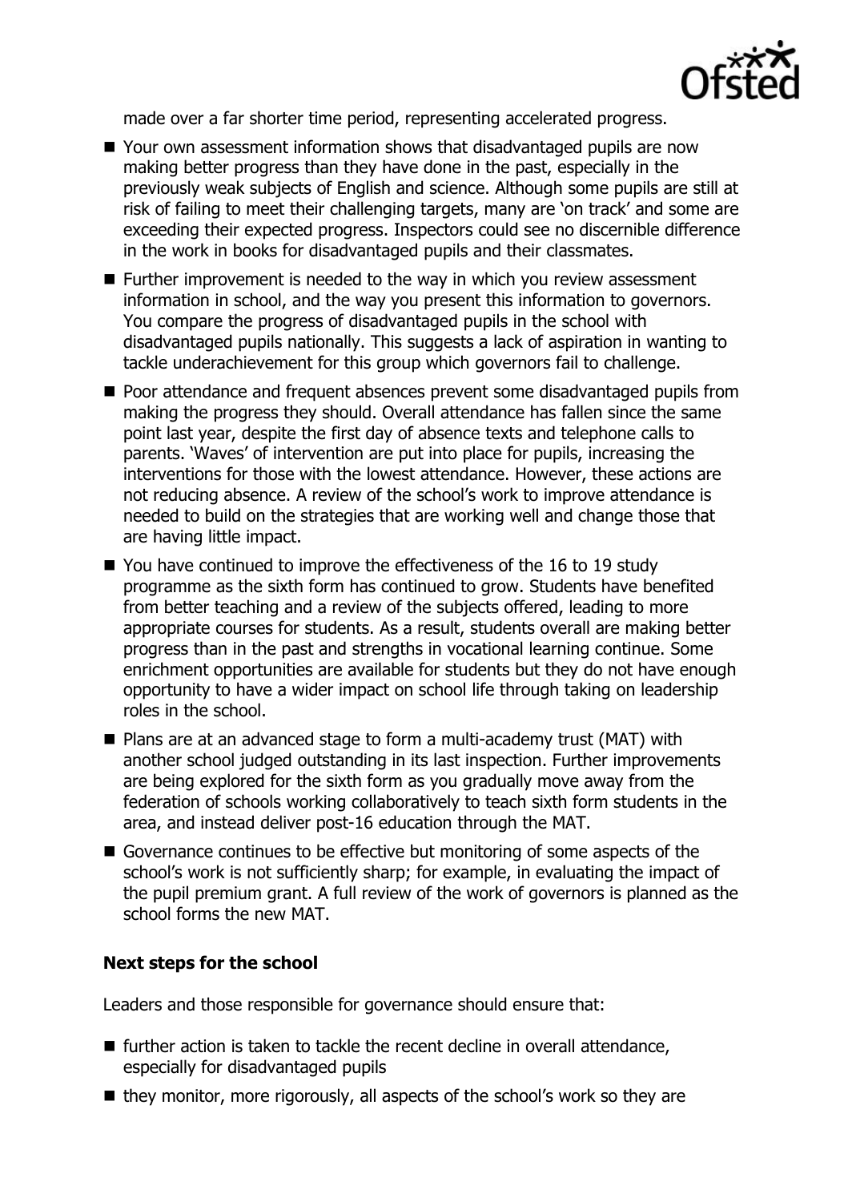made over a far shorter time period, representing accelerated progress.

- Your own assessment information shows that disadvantaged pupils are now making better progress than they have done in the past, especially in the previously weak subjects of English and science. Although some pupils are still at risk of failing to meet their challenging targets, many are 'on track' and some are exceeding their expected progress. Inspectors could see no discernible difference in the work in books for disadvantaged pupils and their classmates.
- Further improvement is needed to the way in which you review assessment information in school, and the way you present this information to governors. You compare the progress of disadvantaged pupils in the school with disadvantaged pupils nationally. This suggests a lack of aspiration in wanting to tackle underachievement for this group which governors fail to challenge.
- Poor attendance and frequent absences prevent some disadvantaged pupils from making the progress they should. Overall attendance has fallen since the same point last year, despite the first day of absence texts and telephone calls to parents. 'Waves' of intervention are put into place for pupils, increasing the interventions for those with the lowest attendance. However, these actions are not reducing absence. A review of the school's work to improve attendance is needed to build on the strategies that are working well and change those that are having little impact.
- You have continued to improve the effectiveness of the 16 to 19 study programme as the sixth form has continued to grow. Students have benefited from better teaching and a review of the subjects offered, leading to more appropriate courses for students. As a result, students overall are making better progress than in the past and strengths in vocational learning continue. Some enrichment opportunities are available for students but they do not have enough opportunity to have a wider impact on school life through taking on leadership roles in the school.
- Plans are at an advanced stage to form a multi-academy trust (MAT) with another school judged outstanding in its last inspection. Further improvements are being explored for the sixth form as you gradually move away from the federation of schools working collaboratively to teach sixth form students in the area, and instead deliver post-16 education through the MAT.
- Governance continues to be effective but monitoring of some aspects of the school's work is not sufficiently sharp; for example, in evaluating the impact of the pupil premium grant. A full review of the work of governors is planned as the school forms the new MAT.

**Next steps for the school**

Leaders and those responsible for governance should ensure that:

- further action is taken to tackle the recent decline in overall attendance, especially for disadvantaged pupils
- they monitor, more rigorously, all aspects of the school's work so they are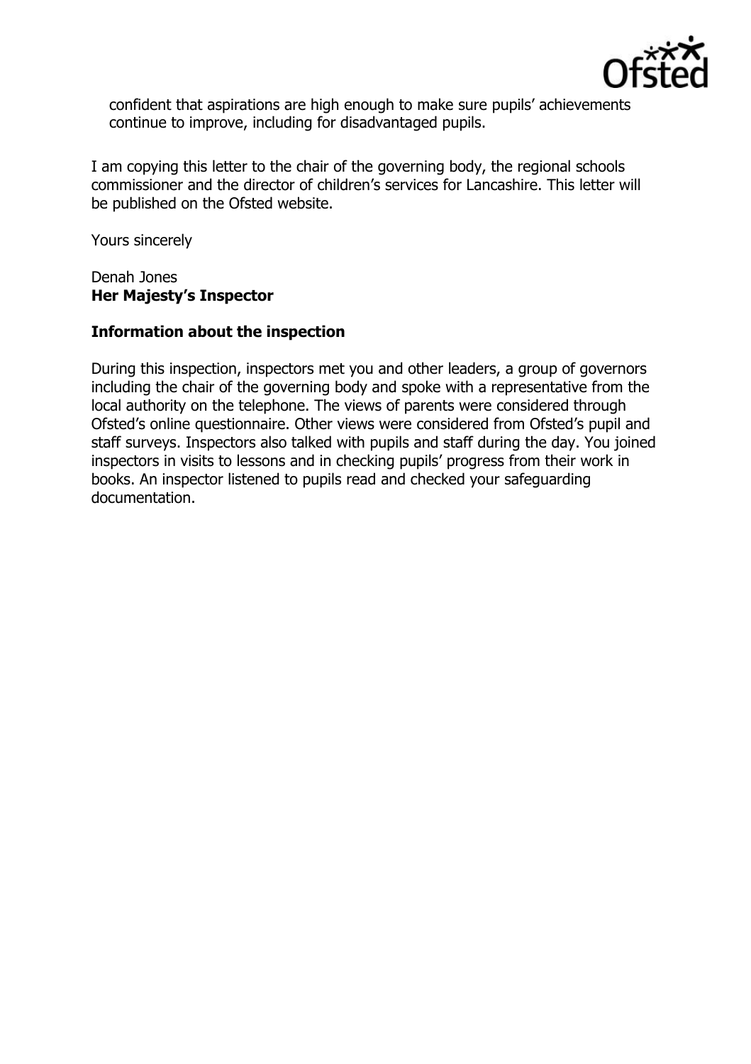confident that aspirations are high enough to make sure pupils' achievements continue to improve, including for disadvantaged pupils.

I am copying this letter to the chair of the governing body, the regional schools commissioner and the director of children's services for Lancashire. This letter will be published on the Ofsted website.

Yours sincerely

Denah Jones
**Her Majesty's Inspector**

**Information about the inspection**

During this inspection, inspectors met you and other leaders, a group of governors including the chair of the governing body and spoke with a representative from the local authority on the telephone. The views of parents were considered through Ofsted's online questionnaire. Other views were considered from Ofsted's pupil and staff surveys. Inspectors also talked with pupils and staff during the day. You joined inspectors in visits to lessons and in checking pupils' progress from their work in books. An inspector listened to pupils read and checked your safeguarding documentation.